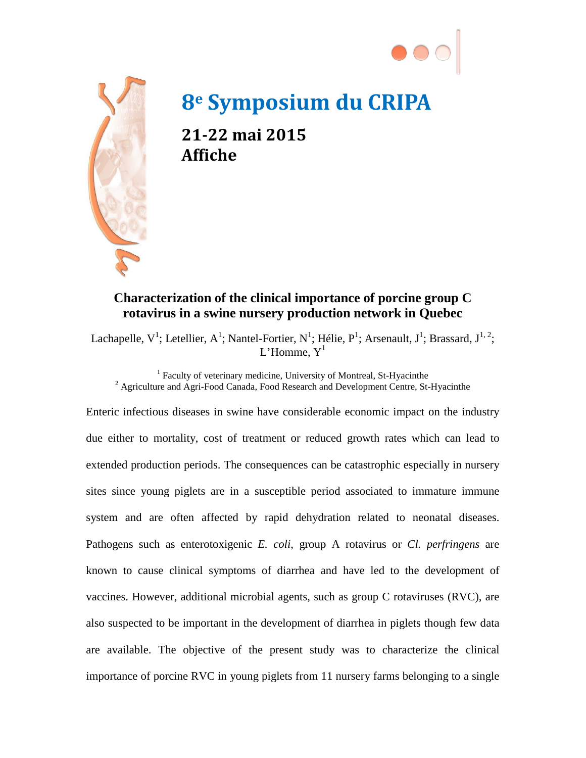# 8e Symposium du CRIPA

## 21-22 mai 2015
## Affiche

### Characterization of the clinical importance of porcine group C rotavirus in a swine nursery production network in Quebec

Lachapelle, V[1]; Letellier, A[1]; Nantel-Fortier, N[1]; Hélie, P[1]; Arsenault, J[1]; Brassard, J[1, 2]; L'Homme, Y[1]

[1] Faculty of veterinary medicine, University of Montreal, St-Hyacinthe
[2] Agriculture and Agri-Food Canada, Food Research and Development Centre, St-Hyacinthe

Enteric infectious diseases in swine have considerable economic impact on the industry due either to mortality, cost of treatment or reduced growth rates which can lead to extended production periods. The consequences can be catastrophic especially in nursery sites since young piglets are in a susceptible period associated to immature immune system and are often affected by rapid dehydration related to neonatal diseases. Pathogens such as enterotoxigenic *E. coli*, group A rotavirus or *Cl. perfringens* are known to cause clinical symptoms of diarrhea and have led to the development of vaccines. However, additional microbial agents, such as group C rotaviruses (RVC), are also suspected to be important in the development of diarrhea in piglets though few data are available. The objective of the present study was to characterize the clinical importance of porcine RVC in young piglets from 11 nursery farms belonging to a single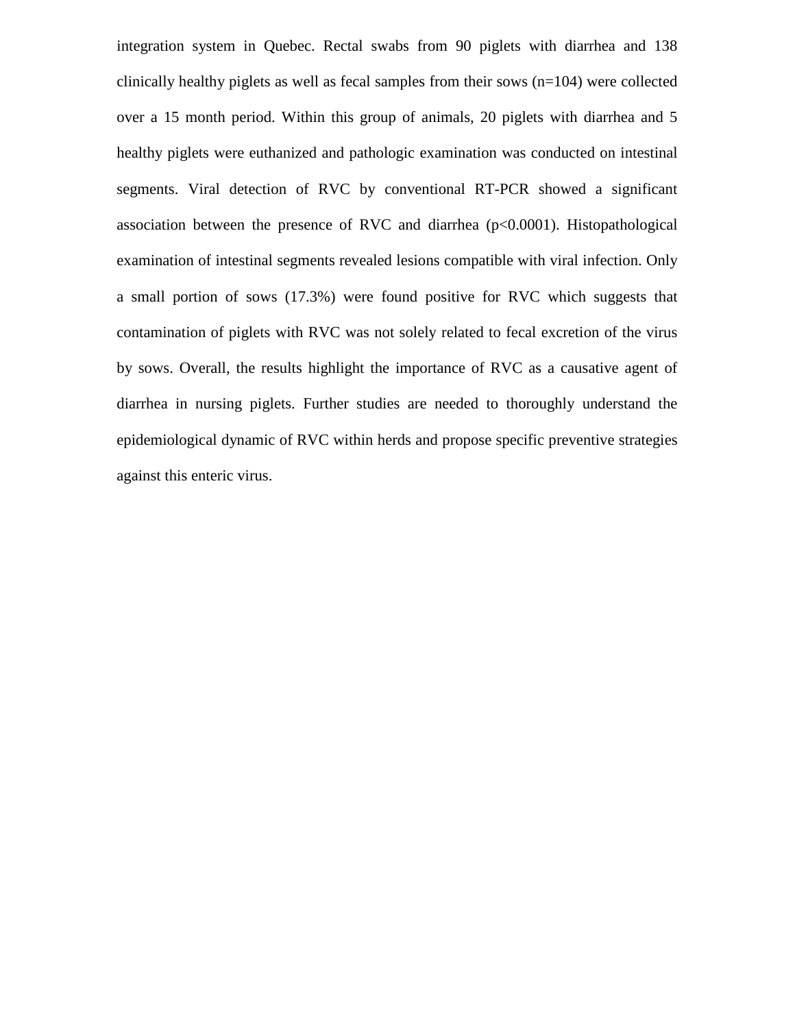integration system in Quebec. Rectal swabs from 90 piglets with diarrhea and 138 clinically healthy piglets as well as fecal samples from their sows (n=104) were collected over a 15 month period. Within this group of animals, 20 piglets with diarrhea and 5 healthy piglets were euthanized and pathologic examination was conducted on intestinal segments. Viral detection of RVC by conventional RT-PCR showed a significant association between the presence of RVC and diarrhea ($p<0.0001$). Histopathological examination of intestinal segments revealed lesions compatible with viral infection. Only a small portion of sows (17.3%) were found positive for RVC which suggests that contamination of piglets with RVC was not solely related to fecal excretion of the virus by sows. Overall, the results highlight the importance of RVC as a causative agent of diarrhea in nursing piglets. Further studies are needed to thoroughly understand the epidemiological dynamic of RVC within herds and propose specific preventive strategies against this enteric virus.